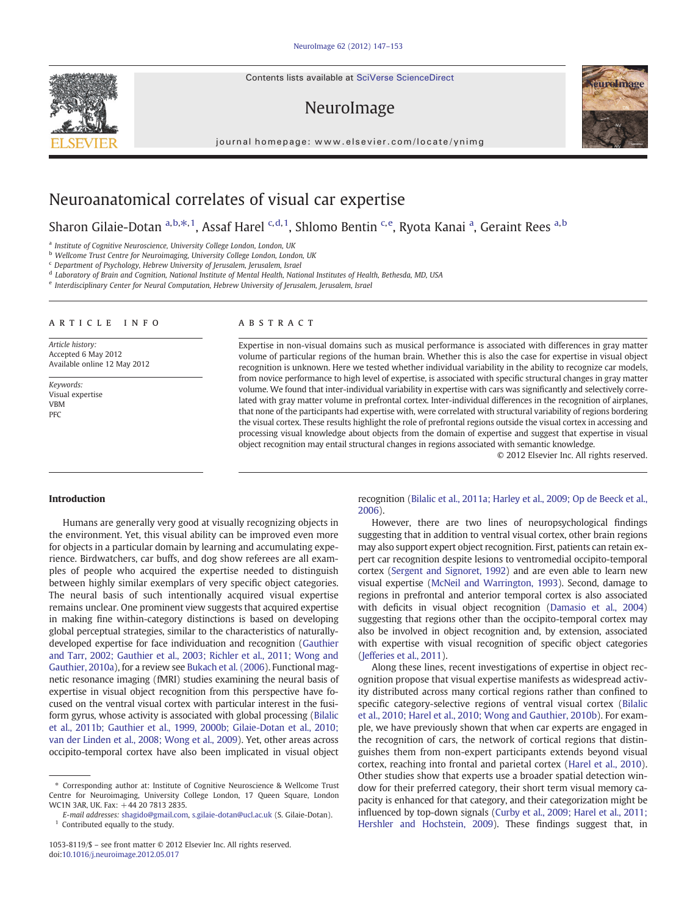# Neuroanatomical correlates of visual car expertise

Sharon Gilaie-Dotan [a,b,*,1], Assaf Harel [c,d,1], Shlomo Bentin [c,e], Ryota Kanai [a], Geraint Rees [a,b]

[a] Institute of Cognitive Neuroscience, University College London, London, UK
[b] Wellcome Trust Centre for Neuroimaging, University College London, London, UK
[c] Department of Psychology, Hebrew University of Jerusalem, Jerusalem, Israel
[d] Laboratory of Brain and Cognition, National Institute of Mental Health, National Institutes of Health, Bethesda, MD, USA
[e] Interdisciplinary Center for Neural Computation, Hebrew University of Jerusalem, Jerusalem, Israel

## ARTICLE INFO

*Article history:*
Accepted 6 May 2012
Available online 12 May 2012

*Keywords:*
Visual expertise
VBM
PFC

## ABSTRACT

Expertise in non-visual domains such as musical performance is associated with differences in gray matter volume of particular regions of the human brain. Whether this is also the case for expertise in visual object recognition is unknown. Here we tested whether individual variability in the ability to recognize car models, from novice performance to high level of expertise, is associated with specific structural changes in gray matter volume. We found that inter-individual variability in expertise with cars was significantly and selectively correlated with gray matter volume in prefrontal cortex. Inter-individual differences in the recognition of airplanes, that none of the participants had expertise with, were correlated with structural variability of regions bordering the visual cortex. These results highlight the role of prefrontal regions outside the visual cortex in accessing and processing visual knowledge about objects from the domain of expertise and suggest that expertise in visual object recognition may entail structural changes in regions associated with semantic knowledge.

© 2012 Elsevier Inc. All rights reserved.

## Introduction

Humans are generally very good at visually recognizing objects in the environment. Yet, this visual ability can be improved even more for objects in a particular domain by learning and accumulating experience. Birdwatchers, car buffs, and dog show referees are all examples of people who acquired the expertise needed to distinguish between highly similar exemplars of very specific object categories. The neural basis of such intentionally acquired visual expertise remains unclear. One prominent view suggests that acquired expertise in making fine within-category distinctions is based on developing global perceptual strategies, similar to the characteristics of naturally-developed expertise for face individuation and recognition (Gauthier and Tarr, 2002; Gauthier et al., 2003; Richler et al., 2011; Wong and Gauthier, 2010a), for a review see Bukach et al. (2006). Functional magnetic resonance imaging (fMRI) studies examining the neural basis of expertise in visual object recognition from this perspective have focused on the ventral visual cortex with particular interest in the fusiform gyrus, whose activity is associated with global processing (Bilalic et al., 2011b; Gauthier et al., 1999, 2000b; Gilaie-Dotan et al., 2010; van der Linden et al., 2008; Wong et al., 2009). Yet, other areas across occipito-temporal cortex have also been implicated in visual object recognition (Bilalic et al., 2011a; Harley et al., 2009; Op de Beeck et al., 2006).

However, there are two lines of neuropsychological findings suggesting that in addition to ventral visual cortex, other brain regions may also support expert object recognition. First, patients can retain expert car recognition despite lesions to ventromedial occipito-temporal cortex (Sergent and Signoret, 1992) and are even able to learn new visual expertise (McNeil and Warrington, 1993). Second, damage to regions in prefrontal and anterior temporal cortex is also associated with deficits in visual object recognition (Damasio et al., 2004) suggesting that regions other than the occipito-temporal cortex may also be involved in object recognition and, by extension, associated with expertise with visual recognition of specific object categories (Jefferies et al., 2011).

Along these lines, recent investigations of expertise in object recognition propose that visual expertise manifests as widespread activity distributed across many cortical regions rather than confined to specific category-selective regions of ventral visual cortex (Bilalic et al., 2010; Harel et al., 2010; Wong and Gauthier, 2010b). For example, we have previously shown that when car experts are engaged in the recognition of cars, the network of cortical regions that distinguishes them from non-expert participants extends beyond visual cortex, reaching into frontal and parietal cortex (Harel et al., 2010). Other studies show that experts use a broader spatial detection window for their preferred category, their short term visual memory capacity is enhanced for that category, and their categorization might be influenced by top-down signals (Curby et al., 2009; Harel et al., 2011; Hershler and Hochstein, 2009). These findings suggest that, in

\* Corresponding author at: Institute of Cognitive Neuroscience & Wellcome Trust Centre for Neuroimaging, University College London, 17 Queen Square, London WC1N 3AR, UK. Fax: +44 20 7813 2835.
*E-mail addresses:* shagido@gmail.com, s.gilaie-dotan@ucl.ac.uk (S. Gilaie-Dotan).
[1] Contributed equally to the study.

1053-8119/$ – see front matter © 2012 Elsevier Inc. All rights reserved.
doi:10.1016/j.neuroimage.2012.05.017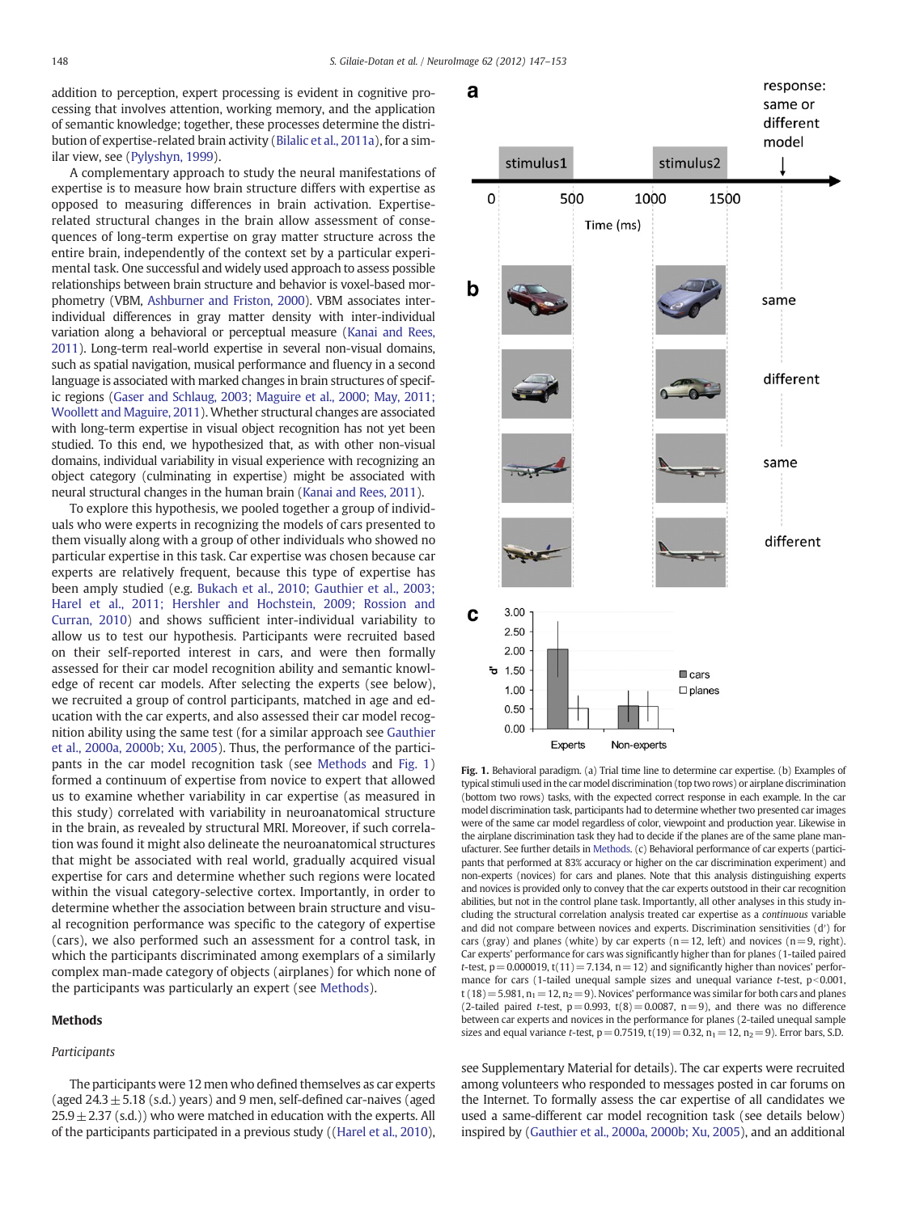addition to perception, expert processing is evident in cognitive processing that involves attention, working memory, and the application of semantic knowledge; together, these processes determine the distribution of expertise-related brain activity (Bilalic et al., 2011a), for a similar view, see (Pylyshyn, 1999).

A complementary approach to study the neural manifestations of expertise is to measure how brain structure differs with expertise as opposed to measuring differences in brain activation. Expertise-related structural changes in the brain allow assessment of consequences of long-term expertise on gray matter structure across the entire brain, independently of the context set by a particular experimental task. One successful and widely used approach to assess possible relationships between brain structure and behavior is voxel-based morphometry (VBM, Ashburner and Friston, 2000). VBM associates inter-individual differences in gray matter density with inter-individual variation along a behavioral or perceptual measure (Kanai and Rees, 2011). Long-term real-world expertise in several non-visual domains, such as spatial navigation, musical performance and fluency in a second language is associated with marked changes in brain structures of specific regions (Gaser and Schlaug, 2003; Maguire et al., 2000; May, 2011; Woollett and Maguire, 2011). Whether structural changes are associated with long-term expertise in visual object recognition has not yet been studied. To this end, we hypothesized that, as with other non-visual domains, individual variability in visual experience with recognizing an object category (culminating in expertise) might be associated with neural structural changes in the human brain (Kanai and Rees, 2011).

To explore this hypothesis, we pooled together a group of individuals who were experts in recognizing the models of cars presented to them visually along with a group of other individuals who showed no particular expertise in this task. Car expertise was chosen because car experts are relatively frequent, because this type of expertise has been amply studied (e.g. Bukach et al., 2010; Gauthier et al., 2003; Harel et al., 2011; Hershler and Hochstein, 2009; Rossion and Curran, 2010) and shows sufficient inter-individual variability to allow us to test our hypothesis. Participants were recruited based on their self-reported interest in cars, and were then formally assessed for their car model recognition ability and semantic knowledge of recent car models. After selecting the experts (see below), we recruited a group of control participants, matched in age and education with the car experts, and also assessed their car model recognition ability using the same test (for a similar approach see Gauthier et al., 2000a, 2000b; Xu, 2005). Thus, the performance of the participants in the car model recognition task (see Methods and Fig. 1) formed a continuum of expertise from novice to expert that allowed us to examine whether variability in car expertise (as measured in this study) correlated with variability in neuroanatomical structure in the brain, as revealed by structural MRI. Moreover, if such correlation was found it might also delineate the neuroanatomical structures that might be associated with real world, gradually acquired visual expertise for cars and determine whether such regions were located within the visual category-selective cortex. Importantly, in order to determine whether the association between brain structure and visual recognition performance was specific to the category of expertise (cars), we also performed such an assessment for a control task, in which the participants discriminated among exemplars of a similarly complex man-made category of objects (airplanes) for which none of the participants was particularly an expert (see Methods).

**Fig. 1.** Behavioral paradigm. (a) Trial time line to determine car expertise. (b) Examples of typical stimuli used in the car model discrimination (top two rows) or airplane discrimination (bottom two rows) tasks, with the expected correct response in each example. In the car model discrimination task, participants had to determine whether two presented car images were of the same car model regardless of color, viewpoint and production year. Likewise in the airplane discrimination task they had to decide if the planes are of the same plane manufacturer. See further details in Methods. (c) Behavioral performance of car experts (participants that performed at 83% accuracy or higher on the car discrimination experiment) and non-experts (novices) for cars and planes. Note that this analysis distinguishing experts and novices is provided only to convey that the car experts outstood in their car recognition abilities, but not in the control plane task. Importantly, all other analyses in this study including the structural correlation analysis treated car expertise as a *continuous* variable and did not compare between novices and experts. Discrimination sensitivities (d′) for cars (gray) and planes (white) by car experts ($n=12$, left) and novices ($n=9$, right). Car experts' performance for cars was significantly higher than for planes (1-tailed paired *t*-test, $p=0.000019$, $t(11)=7.134$, $n=12$) and significantly higher than novices' performance for cars (1-tailed unequal sample sizes and unequal variance *t*-test, $p<0.001$, $t(18)=5.981$, $n_1=12$, $n_2=9$). Novices' performance was similar for both cars and planes (2-tailed paired *t*-test, $p=0.993$, $t(8)=0.0087$, $n=9$), and there was no difference between car experts and novices in the performance for planes (2-tailed unequal sample sizes and equal variance *t*-test, $p=0.7519$, $t(19)=0.32$, $n_1=12$, $n_2=9$). Error bars, S.D.

## Methods

### Participants

The participants were 12 men who defined themselves as car experts (aged $24.3 \pm 5.18$ (s.d.) years) and 9 men, self-defined car-naives (aged $25.9 \pm 2.37$ (s.d.)) who were matched in education with the experts. All of the participants participated in a previous study ((Harel et al., 2010), see Supplementary Material for details). The car experts were recruited among volunteers who responded to messages posted in car forums on the Internet. To formally assess the car expertise of all candidates we used a same-different car model recognition task (see details below) inspired by (Gauthier et al., 2000a, 2000b; Xu, 2005), and an additional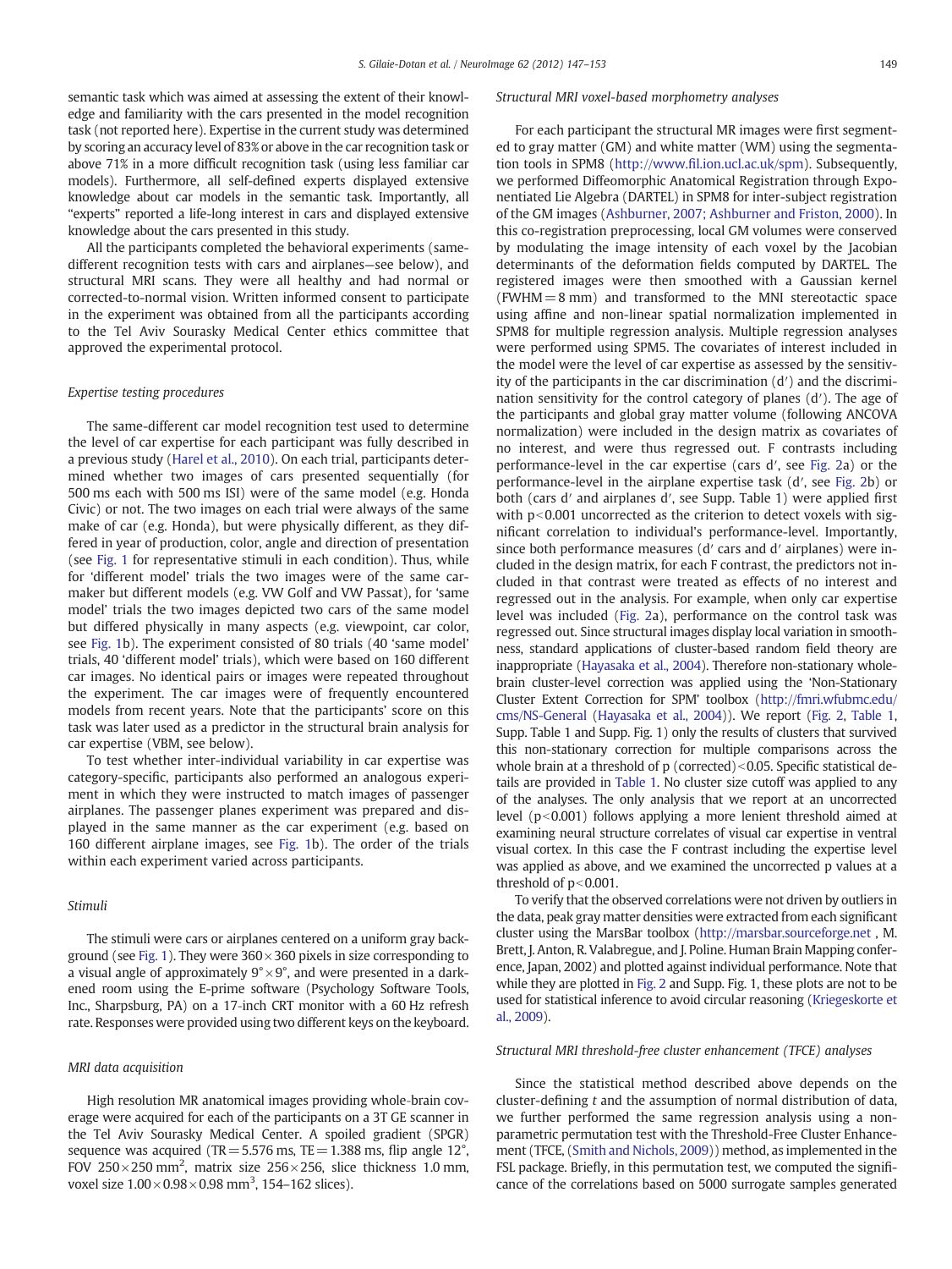semantic task which was aimed at assessing the extent of their knowledge and familiarity with the cars presented in the model recognition task (not reported here). Expertise in the current study was determined by scoring an accuracy level of 83% or above in the car recognition task or above 71% in a more difficult recognition task (using less familiar car models). Furthermore, all self-defined experts displayed extensive knowledge about car models in the semantic task. Importantly, all "experts" reported a life-long interest in cars and displayed extensive knowledge about the cars presented in this study.

All the participants completed the behavioral experiments (same-different recognition tests with cars and airplanes—see below), and structural MRI scans. They were all healthy and had normal or corrected-to-normal vision. Written informed consent to participate in the experiment was obtained from all the participants according to the Tel Aviv Sourasky Medical Center ethics committee that approved the experimental protocol.

### Expertise testing procedures

The same-different car model recognition test used to determine the level of car expertise for each participant was fully described in a previous study (Harel et al., 2010). On each trial, participants determined whether two images of cars presented sequentially (for 500 ms each with 500 ms ISI) were of the same model (e.g. Honda Civic) or not. The two images on each trial were always of the same make of car (e.g. Honda), but were physically different, as they differed in year of production, color, angle and direction of presentation (see Fig. 1 for representative stimuli in each condition). Thus, while for 'different model' trials the two images were of the same car-maker but different models (e.g. VW Golf and VW Passat), for 'same model' trials the two images depicted two cars of the same model but differed physically in many aspects (e.g. viewpoint, car color, see Fig. 1b). The experiment consisted of 80 trials (40 'same model' trials, 40 'different model' trials), which were based on 160 different car images. No identical pairs or images were repeated throughout the experiment. The car images were of frequently encountered models from recent years. Note that the participants' score on this task was later used as a predictor in the structural brain analysis for car expertise (VBM, see below).

To test whether inter-individual variability in car expertise was category-specific, participants also performed an analogous experiment in which they were instructed to match images of passenger airplanes. The passenger planes experiment was prepared and displayed in the same manner as the car experiment (e.g. based on 160 different airplane images, see Fig. 1b). The order of the trials within each experiment varied across participants.

### Stimuli

The stimuli were cars or airplanes centered on a uniform gray background (see Fig. 1). They were 360 × 360 pixels in size corresponding to a visual angle of approximately 9° × 9°, and were presented in a darkened room using the E-prime software (Psychology Software Tools, Inc., Sharpsburg, PA) on a 17-inch CRT monitor with a 60 Hz refresh rate. Responses were provided using two different keys on the keyboard.

### MRI data acquisition

High resolution MR anatomical images providing whole-brain coverage were acquired for each of the participants on a 3T GE scanner in the Tel Aviv Sourasky Medical Center. A spoiled gradient (SPGR) sequence was acquired (TR = 5.576 ms, TE = 1.388 ms, flip angle 12°, FOV 250 × 250 $\text{mm}^2$, matrix size 256 × 256, slice thickness 1.0 mm, voxel size 1.00 × 0.98 × 0.98 $\text{mm}^3$, 154–162 slices).

### Structural MRI voxel-based morphometry analyses

For each participant the structural MR images were first segmented to gray matter (GM) and white matter (WM) using the segmentation tools in SPM8 (http://www.fil.ion.ucl.ac.uk/spm). Subsequently, we performed Diffeomorphic Anatomical Registration through Exponentiated Lie Algebra (DARTEL) in SPM8 for inter-subject registration of the GM images (Ashburner, 2007; Ashburner and Friston, 2000). In this co-registration preprocessing, local GM volumes were conserved by modulating the image intensity of each voxel by the Jacobian determinants of the deformation fields computed by DARTEL. The registered images were then smoothed with a Gaussian kernel (FWHM = 8 mm) and transformed to the MNI stereotactic space using affine and non-linear spatial normalization implemented in SPM8 for multiple regression analysis. Multiple regression analyses were performed using SPM5. The covariates of interest included in the model were the level of car expertise as assessed by the sensitivity of the participants in the car discrimination (d′) and the discrimination sensitivity for the control category of planes (d′). The age of the participants and global gray matter volume (following ANCOVA normalization) were included in the design matrix as covariates of no interest, and were thus regressed out. F contrasts including performance-level in the car expertise (cars d′, see Fig. 2a) or the performance-level in the airplane expertise task (d′, see Fig. 2b) or both (cars d′ and airplanes d′, see Supp. Table 1) were applied first with $p < 0.001$ uncorrected as the criterion to detect voxels with significant correlation to individual's performance-level. Importantly, since both performance measures (d′ cars and d′ airplanes) were included in the design matrix, for each F contrast, the predictors not included in that contrast were treated as effects of no interest and regressed out in the analysis. For example, when only car expertise level was included (Fig. 2a), performance on the control task was regressed out. Since structural images display local variation in smoothness, standard applications of cluster-based random field theory are inappropriate (Hayasaka et al., 2004). Therefore non-stationary whole-brain cluster-level correction was applied using the 'Non-Stationary Cluster Extent Correction for SPM' toolbox (http://fmri.wfubmc.edu/cms/NS-General (Hayasaka et al., 2004)). We report (Fig. 2, Table 1, Supp. Table 1 and Supp. Fig. 1) only the results of clusters that survived this non-stationary correction for multiple comparisons across the whole brain at a threshold of p (corrected) < 0.05. Specific statistical details are provided in Table 1. No cluster size cutoff was applied to any of the analyses. The only analysis that we report at an uncorrected level ($p < 0.001$) follows applying a more lenient threshold aimed at examining neural structure correlates of visual car expertise in ventral visual cortex. In this case the F contrast including the expertise level was applied as above, and we examined the uncorrected p values at a threshold of $p < 0.001$.

To verify that the observed correlations were not driven by outliers in the data, peak gray matter densities were extracted from each significant cluster using the MarsBar toolbox (http://marsbar.sourceforge.net , M. Brett, J. Anton, R. Valabregue, and J. Poline. Human Brain Mapping conference, Japan, 2002) and plotted against individual performance. Note that while they are plotted in Fig. 2 and Supp. Fig. 1, these plots are not to be used for statistical inference to avoid circular reasoning (Kriegeskorte et al., 2009).

### Structural MRI threshold-free cluster enhancement (TFCE) analyses

Since the statistical method described above depends on the cluster-defining *t* and the assumption of normal distribution of data, we further performed the same regression analysis using a non-parametric permutation test with the Threshold-Free Cluster Enhancement (TFCE, (Smith and Nichols, 2009)) method, as implemented in the FSL package. Briefly, in this permutation test, we computed the significance of the correlations based on 5000 surrogate samples generated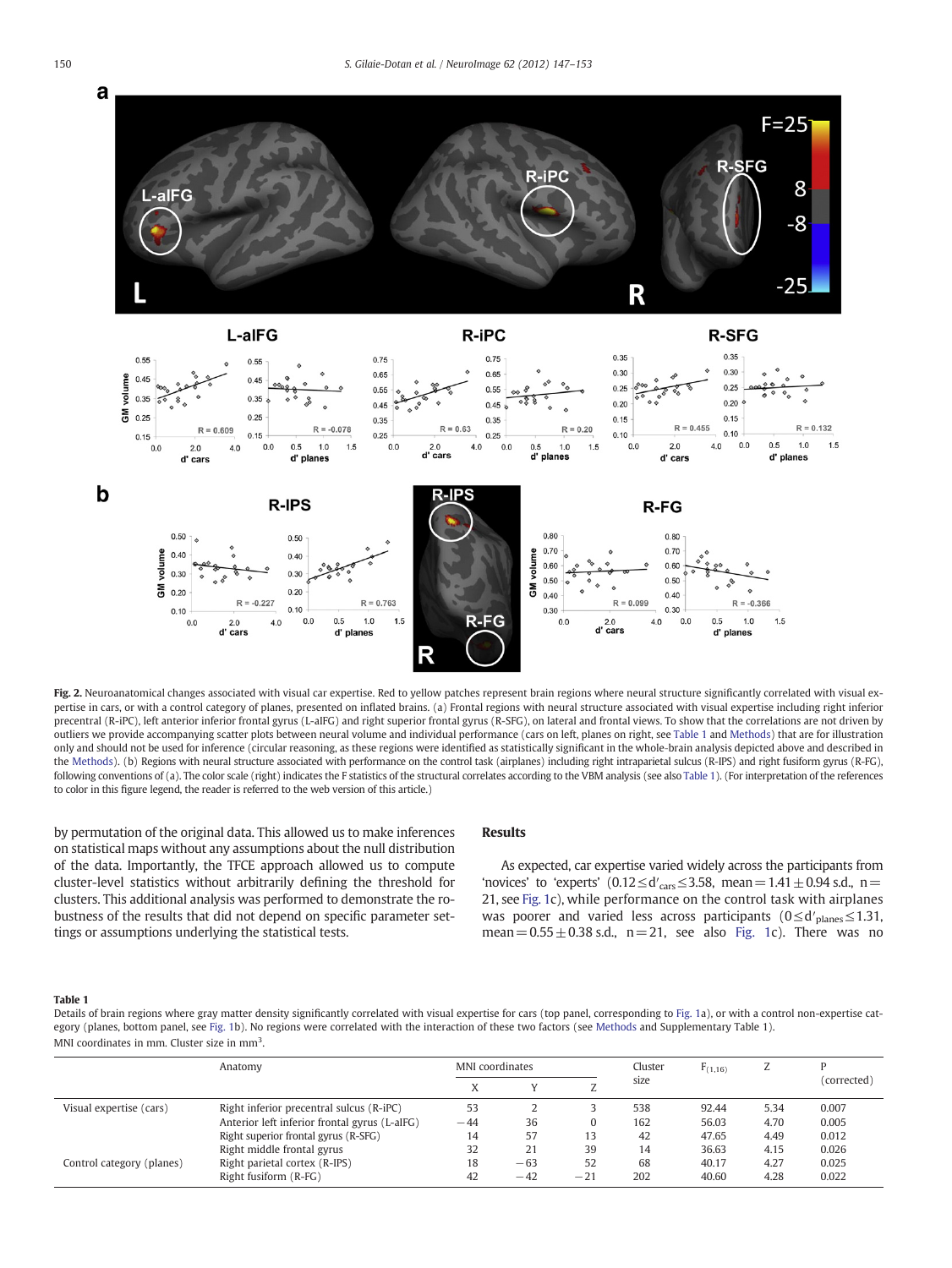Fig. 2. Neuroanatomical changes associated with visual car expertise. Red to yellow patches represent brain regions where neural structure significantly correlated with visual expertise in cars, or with a control category of planes, presented on inflated brains. (a) Frontal regions with neural structure associated with visual expertise including right inferior precentral (R-iPC), left anterior inferior frontal gyrus (L-aIFG) and right superior frontal gyrus (R-SFG), on lateral and frontal views. To show that the correlations are not driven by outliers we provide accompanying scatter plots between neural volume and individual performance (cars on left, planes on right, see Table 1 and Methods) that are for illustration only and should not be used for inference (circular reasoning, as these regions were identified as statistically significant in the whole-brain analysis depicted above and described in the Methods). (b) Regions with neural structure associated with performance on the control task (airplanes) including right intraparietal sulcus (R-IPS) and right fusiform gyrus (R-FG), following conventions of (a). The color scale (right) indicates the F statistics of the structural correlates according to the VBM analysis (see also Table 1). (For interpretation of the references to color in this figure legend, the reader is referred to the web version of this article.)

by permutation of the original data. This allowed us to make inferences on statistical maps without any assumptions about the null distribution of the data. Importantly, the TFCE approach allowed us to compute cluster-level statistics without arbitrarily defining the threshold for clusters. This additional analysis was performed to demonstrate the robustness of the results that did not depend on specific parameter settings or assumptions underlying the statistical tests.

## Results

As expected, car expertise varied widely across the participants from 'novices' to 'experts' ($0.12 \leq d'_{cars} \leq 3.58$, mean $= 1.41 \pm 0.94$ s.d., $n = 21$, see Fig. 1c), while performance on the control task with airplanes was poorer and varied less across participants ($0 \leq d'_{planes} \leq 1.31$, mean $= 0.55 \pm 0.38$ s.d., $n = 21$, see also Fig. 1c). There was no

**Table 1**
Details of brain regions where gray matter density significantly correlated with visual expertise for cars (top panel, corresponding to Fig. 1a), or with a control non-expertise category (planes, bottom panel, see Fig. 1b). No regions were correlated with the interaction of these two factors (see Methods and Supplementary Table 1).
MNI coordinates in mm. Cluster size in mm$^3$.

| | Anatomy | MNI coordinates | | | Cluster size | $F_{(1,16)}$ | Z | P (corrected) |
|---|---|---|---|---|---|---|---|---|
| | | X | Y | Z | | | | |
| Visual expertise (cars) | Right inferior precentral sulcus (R-iPC) | 53 | 2 | 3 | 538 | 92.44 | 5.34 | 0.007 |
| | Anterior left inferior frontal gyrus (L-aIFG) | −44 | 36 | 0 | 162 | 56.03 | 4.70 | 0.005 |
| | Right superior frontal gyrus (R-SFG) | 14 | 57 | 13 | 42 | 47.65 | 4.49 | 0.012 |
| | Right middle frontal gyrus | 32 | 21 | 39 | 14 | 36.63 | 4.15 | 0.026 |
| Control category (planes) | Right parietal cortex (R-IPS) | 18 | −63 | 52 | 68 | 40.17 | 4.27 | 0.025 |
| | Right fusiform (R-FG) | 42 | −42 | −21 | 202 | 40.60 | 4.28 | 0.022 |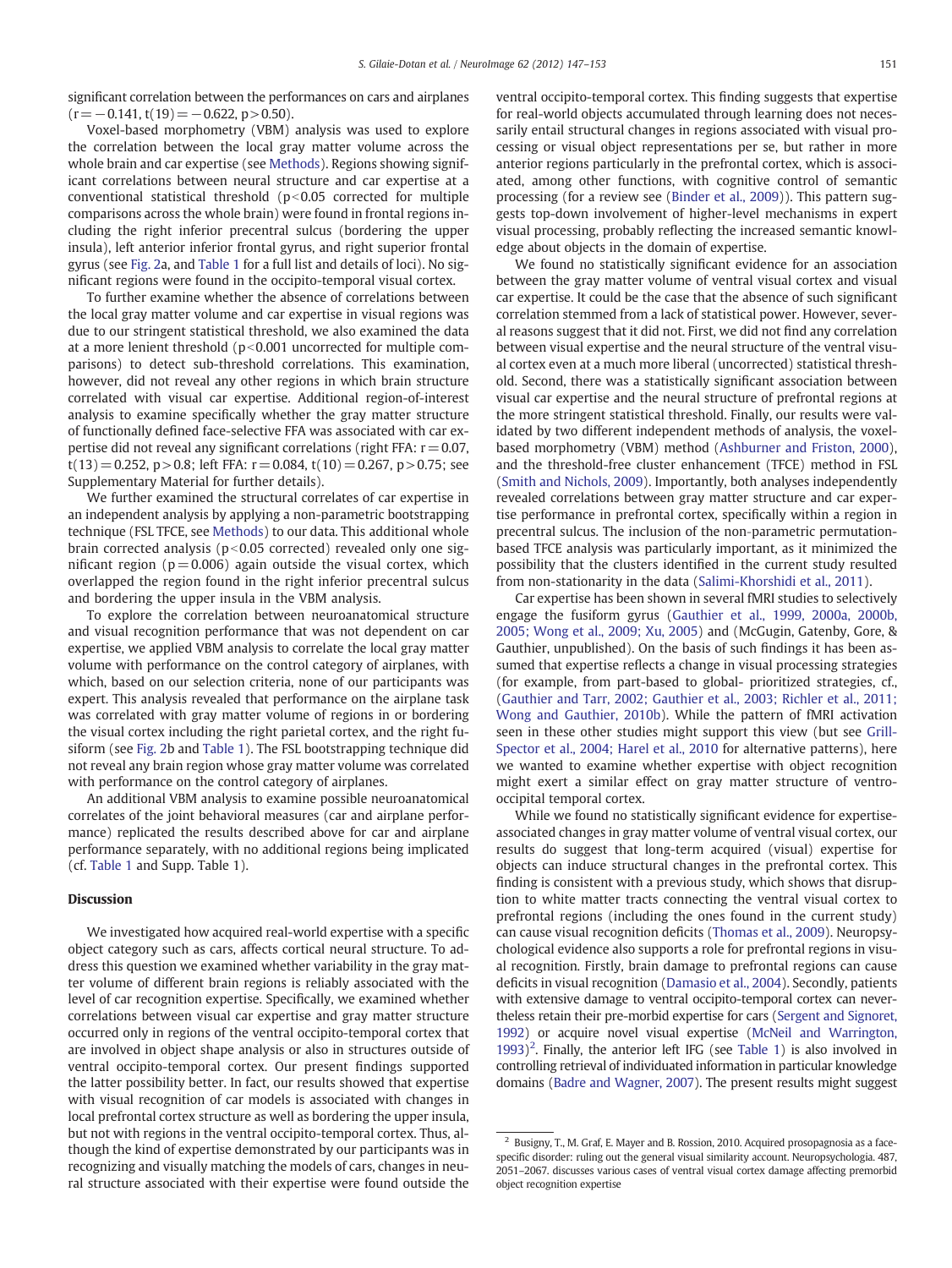significant correlation between the performances on cars and airplanes ($r = -0.141$, $t(19) = -0.622$, $p > 0.50$).

Voxel-based morphometry (VBM) analysis was used to explore the correlation between the local gray matter volume across the whole brain and car expertise (see Methods). Regions showing significant correlations between neural structure and car expertise at a conventional statistical threshold ($p < 0.05$ corrected for multiple comparisons across the whole brain) were found in frontal regions including the right inferior precentral sulcus (bordering the upper insula), left anterior inferior frontal gyrus, and right superior frontal gyrus (see Fig. 2a, and Table 1 for a full list and details of loci). No significant regions were found in the occipito-temporal visual cortex.

To further examine whether the absence of correlations between the local gray matter volume and car expertise in visual regions was due to our stringent statistical threshold, we also examined the data at a more lenient threshold ($p < 0.001$ uncorrected for multiple comparisons) to detect sub-threshold correlations. This examination, however, did not reveal any other regions in which brain structure correlated with visual car expertise. Additional region-of-interest analysis to examine specifically whether the gray matter structure of functionally defined face-selective FFA was associated with car expertise did not reveal any significant correlations (right FFA: $r = 0.07$, $t(13) = 0.252$, $p > 0.8$; left FFA: $r = 0.084$, $t(10) = 0.267$, $p > 0.75$; see Supplementary Material for further details).

We further examined the structural correlates of car expertise in an independent analysis by applying a non-parametric bootstrapping technique (FSL TFCE, see Methods) to our data. This additional whole brain corrected analysis ($p < 0.05$ corrected) revealed only one significant region ($p = 0.006$) again outside the visual cortex, which overlapped the region found in the right inferior precentral sulcus and bordering the upper insula in the VBM analysis.

To explore the correlation between neuroanatomical structure and visual recognition performance that was not dependent on car expertise, we applied VBM analysis to correlate the local gray matter volume with performance on the control category of airplanes, with which, based on our selection criteria, none of our participants was expert. This analysis revealed that performance on the airplane task was correlated with gray matter volume of regions in or bordering the visual cortex including the right parietal cortex, and the right fusiform (see Fig. 2b and Table 1). The FSL bootstrapping technique did not reveal any brain region whose gray matter volume was correlated with performance on the control category of airplanes.

An additional VBM analysis to examine possible neuroanatomical correlates of the joint behavioral measures (car and airplane performance) replicated the results described above for car and airplane performance separately, with no additional regions being implicated (cf. Table 1 and Supp. Table 1).

## Discussion

We investigated how acquired real-world expertise with a specific object category such as cars, affects cortical neural structure. To address this question we examined whether variability in the gray matter volume of different brain regions is reliably associated with the level of car recognition expertise. Specifically, we examined whether correlations between visual car expertise and gray matter structure occurred only in regions of the ventral occipito-temporal cortex that are involved in object shape analysis or also in structures outside of ventral occipito-temporal cortex. Our present findings supported the latter possibility better. In fact, our results showed that expertise with visual recognition of car models is associated with changes in local prefrontal cortex structure as well as bordering the upper insula, but not with regions in the ventral occipito-temporal cortex. Thus, although the kind of expertise demonstrated by our participants was in recognizing and visually matching the models of cars, changes in neural structure associated with their expertise were found outside the ventral occipito-temporal cortex. This finding suggests that expertise for real-world objects accumulated through learning does not necessarily entail structural changes in regions associated with visual processing or visual object representations per se, but rather in more anterior regions particularly in the prefrontal cortex, which is associated, among other functions, with cognitive control of semantic processing (for a review see (Binder et al., 2009)). This pattern suggests top-down involvement of higher-level mechanisms in expert visual processing, probably reflecting the increased semantic knowledge about objects in the domain of expertise.

We found no statistically significant evidence for an association between the gray matter volume of ventral visual cortex and visual car expertise. It could be the case that the absence of such significant correlation stemmed from a lack of statistical power. However, several reasons suggest that it did not. First, we did not find any correlation between visual expertise and the neural structure of the ventral visual cortex even at a much more liberal (uncorrected) statistical threshold. Second, there was a statistically significant association between visual car expertise and the neural structure of prefrontal regions at the more stringent statistical threshold. Finally, our results were validated by two different independent methods of analysis, the voxel-based morphometry (VBM) method (Ashburner and Friston, 2000), and the threshold-free cluster enhancement (TFCE) method in FSL (Smith and Nichols, 2009). Importantly, both analyses independently revealed correlations between gray matter structure and car expertise performance in prefrontal cortex, specifically within a region in precentral sulcus. The inclusion of the non-parametric permutation-based TFCE analysis was particularly important, as it minimized the possibility that the clusters identified in the current study resulted from non-stationarity in the data (Salimi-Khorshidi et al., 2011).

Car expertise has been shown in several fMRI studies to selectively engage the fusiform gyrus (Gauthier et al., 1999, 2000a, 2000b, 2005; Wong et al., 2009; Xu, 2005) and (McGugin, Gatenby, Gore, & Gauthier, unpublished). On the basis of such findings it has been assumed that expertise reflects a change in visual processing strategies (for example, from part-based to global- prioritized strategies, cf., (Gauthier and Tarr, 2002; Gauthier et al., 2003; Richler et al., 2011; Wong and Gauthier, 2010b). While the pattern of fMRI activation seen in these other studies might support this view (but see Grill-Spector et al., 2004; Harel et al., 2010 for alternative patterns), here we wanted to examine whether expertise with object recognition might exert a similar effect on gray matter structure of ventro-occipital temporal cortex.

While we found no statistically significant evidence for expertise-associated changes in gray matter volume of ventral visual cortex, our results do suggest that long-term acquired (visual) expertise for objects can induce structural changes in the prefrontal cortex. This finding is consistent with a previous study, which shows that disruption to white matter tracts connecting the ventral visual cortex to prefrontal regions (including the ones found in the current study) can cause visual recognition deficits (Thomas et al., 2009). Neuropsychological evidence also supports a role for prefrontal regions in visual recognition. Firstly, brain damage to prefrontal regions can cause deficits in visual recognition (Damasio et al., 2004). Secondly, patients with extensive damage to ventral occipito-temporal cortex can nevertheless retain their pre-morbid expertise for cars (Sergent and Signoret, 1992) or acquire novel visual expertise (McNeil and Warrington, 1993)[2]. Finally, the anterior left IFG (see Table 1) is also involved in controlling retrieval of individuated information in particular knowledge domains (Badre and Wagner, 2007). The present results might suggest

[2] Busigny, T., M. Graf, E. Mayer and B. Rossion, 2010. Acquired prosopagnosia as a face-specific disorder: ruling out the general visual similarity account. Neuropsychologia. 487, 2051–2067. discusses various cases of ventral visual cortex damage affecting premorbid object recognition expertise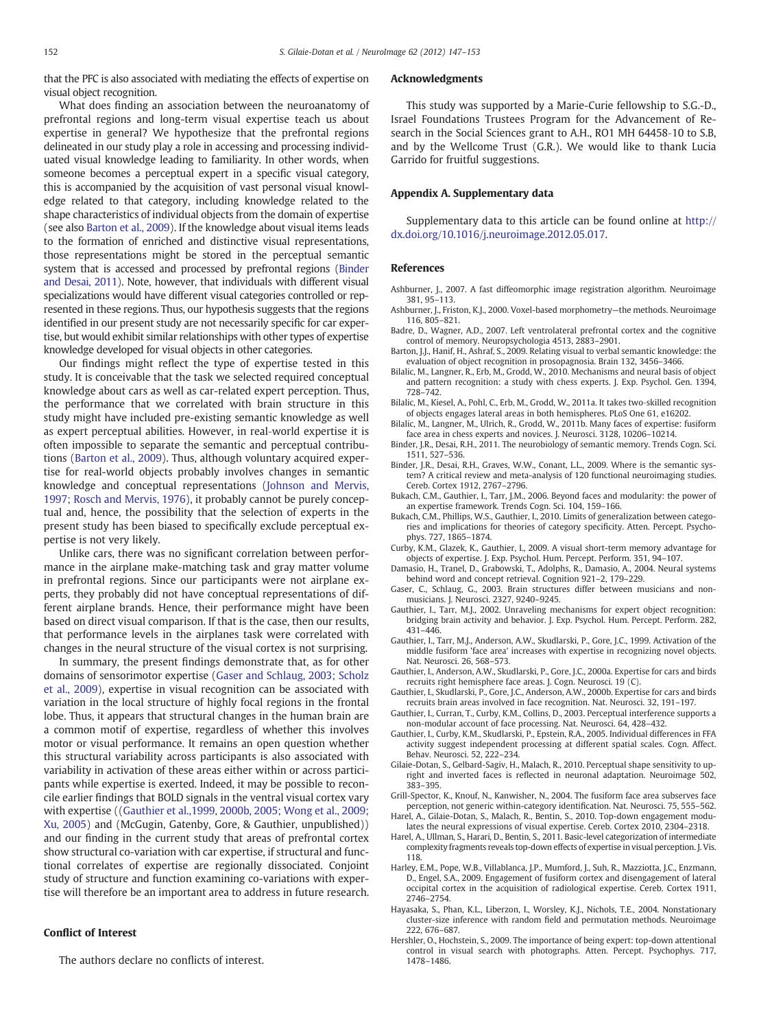that the PFC is also associated with mediating the effects of expertise on visual object recognition.

What does finding an association between the neuroanatomy of prefrontal regions and long-term visual expertise teach us about expertise in general? We hypothesize that the prefrontal regions delineated in our study play a role in accessing and processing individuated visual knowledge leading to familiarity. In other words, when someone becomes a perceptual expert in a specific visual category, this is accompanied by the acquisition of vast personal visual knowledge related to that category, including knowledge related to the shape characteristics of individual objects from the domain of expertise (see also Barton et al., 2009). If the knowledge about visual items leads to the formation of enriched and distinctive visual representations, those representations might be stored in the perceptual semantic system that is accessed and processed by prefrontal regions (Binder and Desai, 2011). Note, however, that individuals with different visual specializations would have different visual categories controlled or represented in these regions. Thus, our hypothesis suggests that the regions identified in our present study are not necessarily specific for car expertise, but would exhibit similar relationships with other types of expertise knowledge developed for visual objects in other categories.

Our findings might reflect the type of expertise tested in this study. It is conceivable that the task we selected required conceptual knowledge about cars as well as car-related expert perception. Thus, the performance that we correlated with brain structure in this study might have included pre-existing semantic knowledge as well as expert perceptual abilities. However, in real-world expertise it is often impossible to separate the semantic and perceptual contributions (Barton et al., 2009). Thus, although voluntary acquired expertise for real-world objects probably involves changes in semantic knowledge and conceptual representations (Johnson and Mervis, 1997; Rosch and Mervis, 1976), it probably cannot be purely conceptual and, hence, the possibility that the selection of experts in the present study has been biased to specifically exclude perceptual expertise is not very likely.

Unlike cars, there was no significant correlation between performance in the airplane make-matching task and gray matter volume in prefrontal regions. Since our participants were not airplane experts, they probably did not have conceptual representations of different airplane brands. Hence, their performance might have been based on direct visual comparison. If that is the case, then our results, that performance levels in the airplanes task were correlated with changes in the neural structure of the visual cortex is not surprising.

In summary, the present findings demonstrate that, as for other domains of sensorimotor expertise (Gaser and Schlaug, 2003; Scholz et al., 2009), expertise in visual recognition can be associated with variation in the local structure of highly focal regions in the frontal lobe. Thus, it appears that structural changes in the human brain are a common motif of expertise, regardless of whether this involves motor or visual performance. It remains an open question whether this structural variability across participants is also associated with variability in activation of these areas either within or across participants while expertise is exerted. Indeed, it may be possible to reconcile earlier findings that BOLD signals in the ventral visual cortex vary with expertise ((Gauthier et al.,1999, 2000b, 2005; Wong et al., 2009; Xu, 2005) and (McGugin, Gatenby, Gore, & Gauthier, unpublished)) and our finding in the current study that areas of prefrontal cortex show structural co-variation with car expertise, if structural and functional correlates of expertise are regionally dissociated. Conjoint study of structure and function examining co-variations with expertise will therefore be an important area to address in future research.

## Conflict of Interest

The authors declare no conflicts of interest.

## Acknowledgments

This study was supported by a Marie-Curie fellowship to S.G.-D., Israel Foundations Trustees Program for the Advancement of Research in the Social Sciences grant to A.H., RO1 MH 64458-10 to S.B, and by the Wellcome Trust (G.R.). We would like to thank Lucia Garrido for fruitful suggestions.

## Appendix A. Supplementary data

Supplementary data to this article can be found online at http://dx.doi.org/10.1016/j.neuroimage.2012.05.017.

## References

Ashburner, J., 2007. A fast diffeomorphic image registration algorithm. Neuroimage 381, 95–113.

Ashburner, J., Friston, K.J., 2000. Voxel-based morphometry—the methods. Neuroimage 116, 805–821.

Badre, D., Wagner, A.D., 2007. Left ventrolateral prefrontal cortex and the cognitive control of memory. Neuropsychologia 4513, 2883–2901.

Barton, J.J., Hanif, H., Ashraf, S., 2009. Relating visual to verbal semantic knowledge: the evaluation of object recognition in prosopagnosia. Brain 132, 3456–3466.

Bilalic, M., Langner, R., Erb, M., Grodd, W., 2010. Mechanisms and neural basis of object and pattern recognition: a study with chess experts. J. Exp. Psychol. Gen. 1394, 728–742.

Bilalic, M., Kiesel, A., Pohl, C., Erb, M., Grodd, W., 2011a. It takes two-skilled recognition of objects engages lateral areas in both hemispheres. PLoS One 61, e16202.

Bilalic, M., Langner, R., Ulrich, R., Grodd, W., 2011b. Many faces of expertise: fusiform face area in chess experts and novices. J. Neurosci. 3128, 10206–10214.

Binder, J.R., Desai, R.H., 2011. The neurobiology of semantic memory. Trends Cogn. Sci. 1511, 527–536.

Binder, J.R., Desai, R.H., Graves, W.W., Conant, L.L., 2009. Where is the semantic system? A critical review and meta-analysis of 120 functional neuroimaging studies. Cereb. Cortex 1912, 2767–2796.

Bukach, C.M., Gauthier, I., Tarr, J.M., 2006. Beyond faces and modularity: the power of an expertise framework. Trends Cogn. Sci. 104, 159–166.

Bukach, C.M., Phillips, W.S., Gauthier, I., 2010. Limits of generalization between categories and implications for theories of category specificity. Atten. Percept. Psychophys. 727, 1865–1874.

Curby, K.M., Glazek, K., Gauthier, I., 2009. A visual short-term memory advantage for objects of expertise. J. Exp. Psychol. Hum. Percept. Perform. 351, 94–107.

Damasio, H., Tranel, D., Grabowski, T., Adolphs, R., Damasio, A., 2004. Neural systems behind word and concept retrieval. Cognition 921–2, 179–229.

Gaser, C., Schlaug, G., 2003. Brain structures differ between musicians and non-musicians. J. Neurosci. 2327, 9240–9245.

Gauthier, I., Tarr, M.J., 2002. Unraveling mechanisms for expert object recognition: bridging brain activity and behavior. J. Exp. Psychol. Hum. Percept. Perform. 282, 431–446.

Gauthier, I., Tarr, M.J., Anderson, A.W., Skudlarski, P., Gore, J.C., 1999. Activation of the middle fusiform 'face area' increases with expertise in recognizing novel objects. Nat. Neurosci. 26, 568–573.

Gauthier, I., Anderson, A.W., Skudlarski, P., Gore, J.C., 2000a. Expertise for cars and birds recruits right hemisphere face areas. J. Cogn. Neurosci. 19 (C).

Gauthier, I., Skudlarski, P., Gore, J.C., Anderson, A.W., 2000b. Expertise for cars and birds recruits brain areas involved in face recognition. Nat. Neurosci. 32, 191–197.

Gauthier, I., Curran, T., Curby, K.M., Collins, D., 2003. Perceptual interference supports a non-modular account of face processing. Nat. Neurosci. 64, 428–432.

Gauthier, I., Curby, K.M., Skudlarski, P., Epstein, R.A., 2005. Individual differences in FFA activity suggest independent processing at different spatial scales. Cogn. Affect. Behav. Neurosci. 52, 222–234.

Gilaie-Dotan, S., Gelbard-Sagiv, H., Malach, R., 2010. Perceptual shape sensitivity to upright and inverted faces is reflected in neuronal adaptation. Neuroimage 502, 383–395.

Grill-Spector, K., Knouf, N., Kanwisher, N., 2004. The fusiform face area subserves face perception, not generic within-category identification. Nat. Neurosci. 75, 555–562.

Harel, A., Gilaie-Dotan, S., Malach, R., Bentin, S., 2010. Top-down engagement modulates the neural expressions of visual expertise. Cereb. Cortex 2010, 2304–2318.

Harel, A., Ullman, S., Harari, D., Bentin, S., 2011. Basic-level categorization of intermediate complexity fragments reveals top-down effects of expertise in visual perception. J. Vis. 118.

Harley, E.M., Pope, W.B., Villablanca, J.P., Mumford, J., Suh, R., Mazziotta, J.C., Enzmann, D., Engel, S.A., 2009. Engagement of fusiform cortex and disengagement of lateral occipital cortex in the acquisition of radiological expertise. Cereb. Cortex 1911, 2746–2754.

Hayasaka, S., Phan, K.L., Liberzon, I., Worsley, K.J., Nichols, T.E., 2004. Nonstationary cluster-size inference with random field and permutation methods. Neuroimage 222, 676–687.

Hershler, O., Hochstein, S., 2009. The importance of being expert: top-down attentional control in visual search with photographs. Atten. Percept. Psychophys. 717, 1478–1486.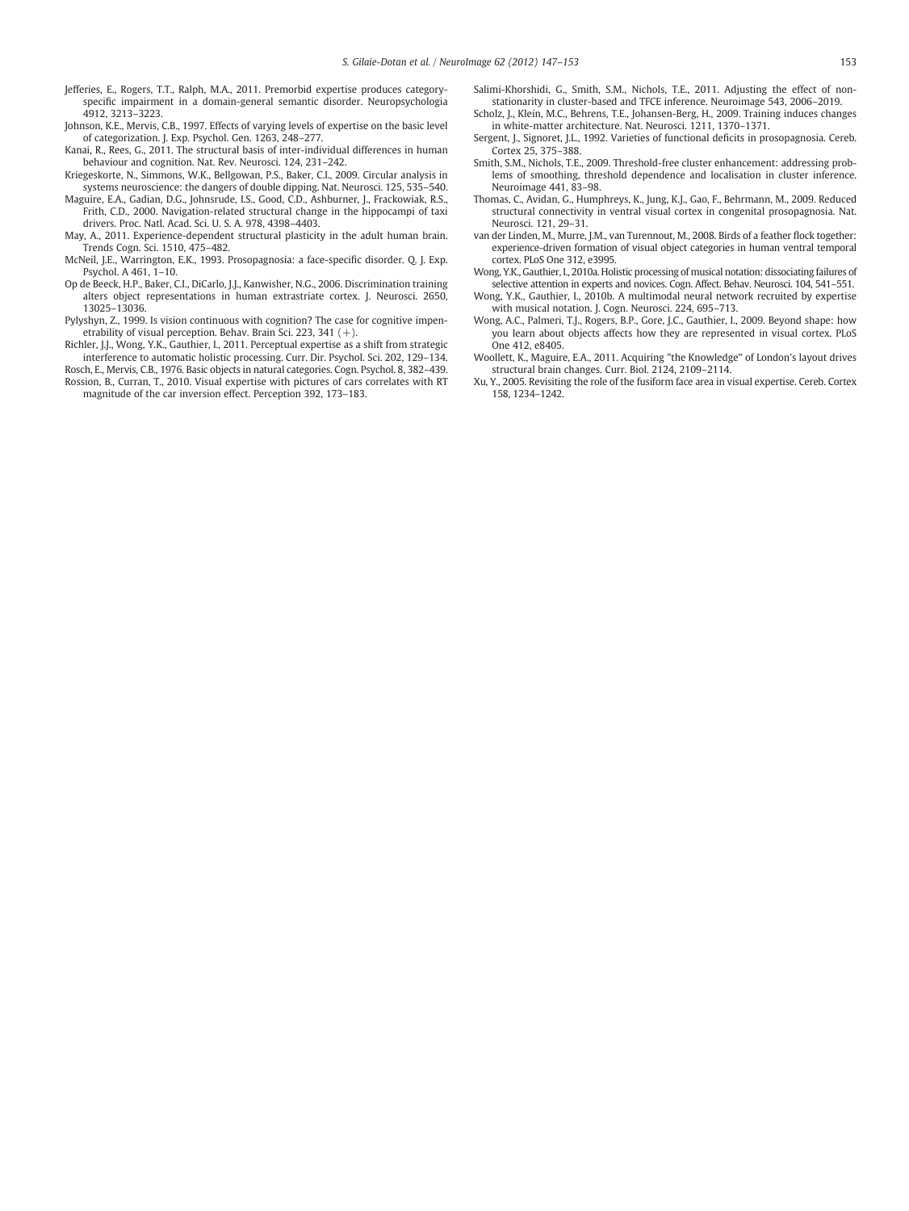Jefferies, E., Rogers, T.T., Ralph, M.A., 2011. Premorbid expertise produces category-specific impairment in a domain-general semantic disorder. Neuropsychologia 4912, 3213–3223.

Johnson, K.E., Mervis, C.B., 1997. Effects of varying levels of expertise on the basic level of categorization. J. Exp. Psychol. Gen. 1263, 248–277.

Kanai, R., Rees, G., 2011. The structural basis of inter-individual differences in human behaviour and cognition. Nat. Rev. Neurosci. 124, 231–242.

Kriegeskorte, N., Simmons, W.K., Bellgowan, P.S., Baker, C.I., 2009. Circular analysis in systems neuroscience: the dangers of double dipping. Nat. Neurosci. 125, 535–540.

Maguire, E.A., Gadian, D.G., Johnsrude, I.S., Good, C.D., Ashburner, J., Frackowiak, R.S., Frith, C.D., 2000. Navigation-related structural change in the hippocampi of taxi drivers. Proc. Natl. Acad. Sci. U. S. A. 978, 4398–4403.

May, A., 2011. Experience-dependent structural plasticity in the adult human brain. Trends Cogn. Sci. 1510, 475–482.

McNeil, J.E., Warrington, E.K., 1993. Prosopagnosia: a face-specific disorder. Q. J. Exp. Psychol. A 461, 1–10.

Op de Beeck, H.P., Baker, C.I., DiCarlo, J.J., Kanwisher, N.G., 2006. Discrimination training alters object representations in human extrastriate cortex. J. Neurosci. 2650, 13025–13036.

Pylyshyn, Z., 1999. Is vision continuous with cognition? The case for cognitive impenetrability of visual perception. Behav. Brain Sci. 223, 341 (+).

Richler, J.J., Wong, Y.K., Gauthier, I., 2011. Perceptual expertise as a shift from strategic interference to automatic holistic processing. Curr. Dir. Psychol. Sci. 202, 129–134.

Rosch, E., Mervis, C.B., 1976. Basic objects in natural categories. Cogn. Psychol. 8, 382–439.

Rossion, B., Curran, T., 2010. Visual expertise with pictures of cars correlates with RT magnitude of the car inversion effect. Perception 392, 173–183.

Salimi-Khorshidi, G., Smith, S.M., Nichols, T.E., 2011. Adjusting the effect of nonstationarity in cluster-based and TFCE inference. Neuroimage 543, 2006–2019.

Scholz, J., Klein, M.C., Behrens, T.E., Johansen-Berg, H., 2009. Training induces changes in white-matter architecture. Nat. Neurosci. 1211, 1370–1371.

Sergent, J., Signoret, J.L., 1992. Varieties of functional deficits in prosopagnosia. Cereb. Cortex 25, 375–388.

Smith, S.M., Nichols, T.E., 2009. Threshold-free cluster enhancement: addressing problems of smoothing, threshold dependence and localisation in cluster inference. Neuroimage 441, 83–98.

Thomas, C., Avidan, G., Humphreys, K., Jung, K.J., Gao, F., Behrmann, M., 2009. Reduced structural connectivity in ventral visual cortex in congenital prosopagnosia. Nat. Neurosci. 121, 29–31.

van der Linden, M., Murre, J.M., van Turennout, M., 2008. Birds of a feather flock together: experience-driven formation of visual object categories in human ventral temporal cortex. PLoS One 312, e3995.

Wong, Y.K., Gauthier, I., 2010a. Holistic processing of musical notation: dissociating failures of selective attention in experts and novices. Cogn. Affect. Behav. Neurosci. 104, 541–551.

Wong, Y.K., Gauthier, I., 2010b. A multimodal neural network recruited by expertise with musical notation. J. Cogn. Neurosci. 224, 695–713.

Wong, A.C., Palmeri, T.J., Rogers, B.P., Gore, J.C., Gauthier, I., 2009. Beyond shape: how you learn about objects affects how they are represented in visual cortex. PLoS One 412, e8405.

Woollett, K., Maguire, E.A., 2011. Acquiring "the Knowledge" of London's layout drives structural brain changes. Curr. Biol. 2124, 2109–2114.

Xu, Y., 2005. Revisiting the role of the fusiform face area in visual expertise. Cereb. Cortex 158, 1234–1242.